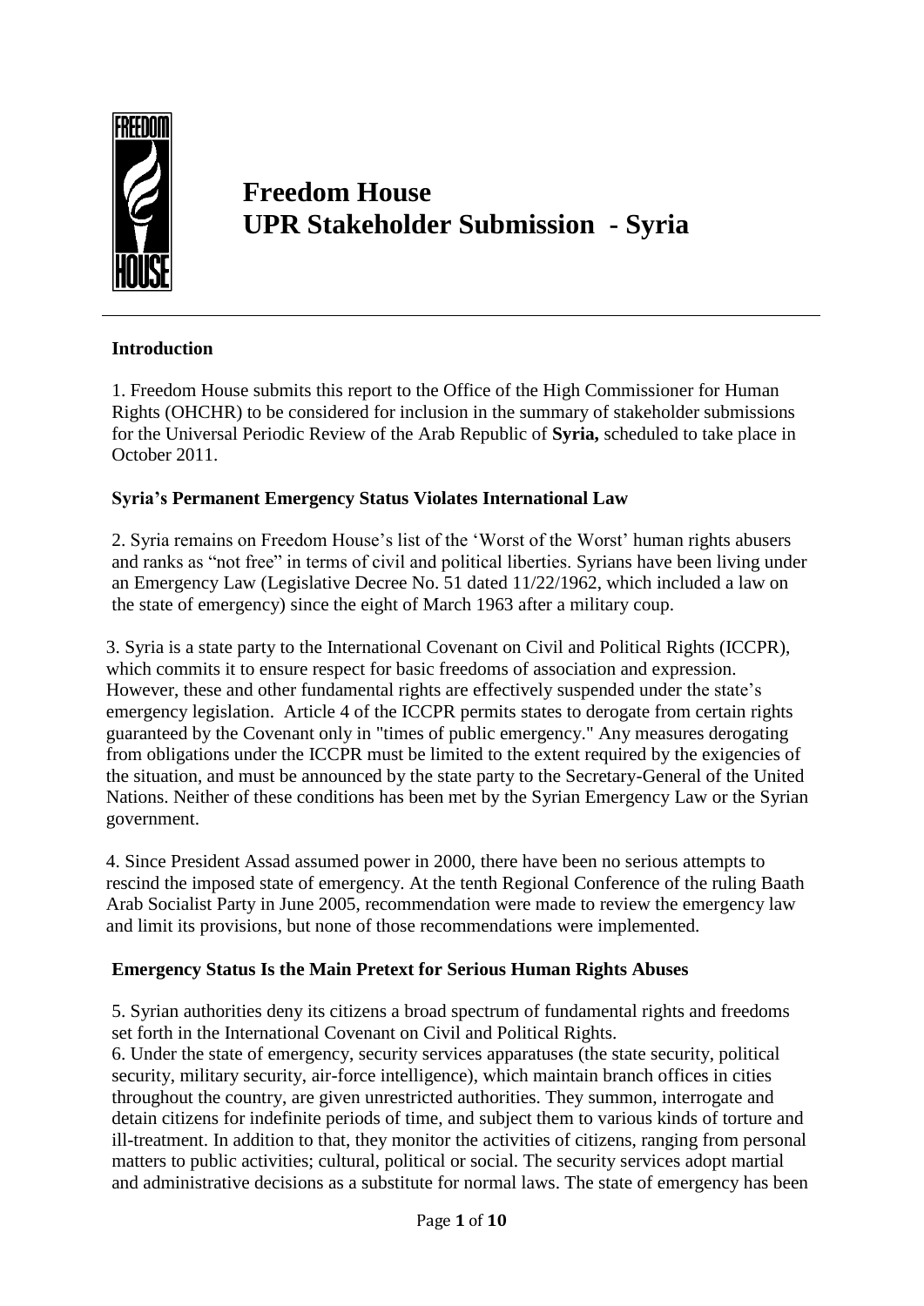# Freedom House UPR Stakeholder Submission - Syria

## Introduction

1. Freedom House submits this report to the Office of the High Commissioner for Human Rights (OHCHR) to be considered for inclusion in the summary of stakeholder submissions for the Universal Periodic Review of the Arab Republic of **Syria,** scheduled to take place in October 2011.

## Syria's Permanent Emergency Status Violates International Law

2. Syria remains on Freedom House's list of the 'Worst of the Worst' human rights abusers and ranks as "not free" in terms of civil and political liberties. Syrians have been living under an Emergency Law (Legislative Decree No. 51 dated 11/22/1962, which included a law on the state of emergency) since the eight of March 1963 after a military coup.

3. Syria is a state party to the International Covenant on Civil and Political Rights (ICCPR), which commits it to ensure respect for basic freedoms of association and expression. However, these and other fundamental rights are effectively suspended under the state's emergency legislation. Article 4 of the ICCPR permits states to derogate from certain rights guaranteed by the Covenant only in "times of public emergency." Any measures derogating from obligations under the ICCPR must be limited to the extent required by the exigencies of the situation, and must be announced by the state party to the Secretary-General of the United Nations. Neither of these conditions has been met by the Syrian Emergency Law or the Syrian government.

4. Since President Assad assumed power in 2000, there have been no serious attempts to rescind the imposed state of emergency. At the tenth Regional Conference of the ruling Baath Arab Socialist Party in June 2005, recommendation were made to review the emergency law and limit its provisions, but none of those recommendations were implemented.

## Emergency Status Is the Main Pretext for Serious Human Rights Abuses

5. Syrian authorities deny its citizens a broad spectrum of fundamental rights and freedoms set forth in the International Covenant on Civil and Political Rights.

6. Under the state of emergency, security services apparatuses (the state security, political security, military security, air-force intelligence), which maintain branch offices in cities throughout the country, are given unrestricted authorities. They summon, interrogate and detain citizens for indefinite periods of time, and subject them to various kinds of torture and ill-treatment. In addition to that, they monitor the activities of citizens, ranging from personal matters to public activities; cultural, political or social. The security services adopt martial and administrative decisions as a substitute for normal laws. The state of emergency has been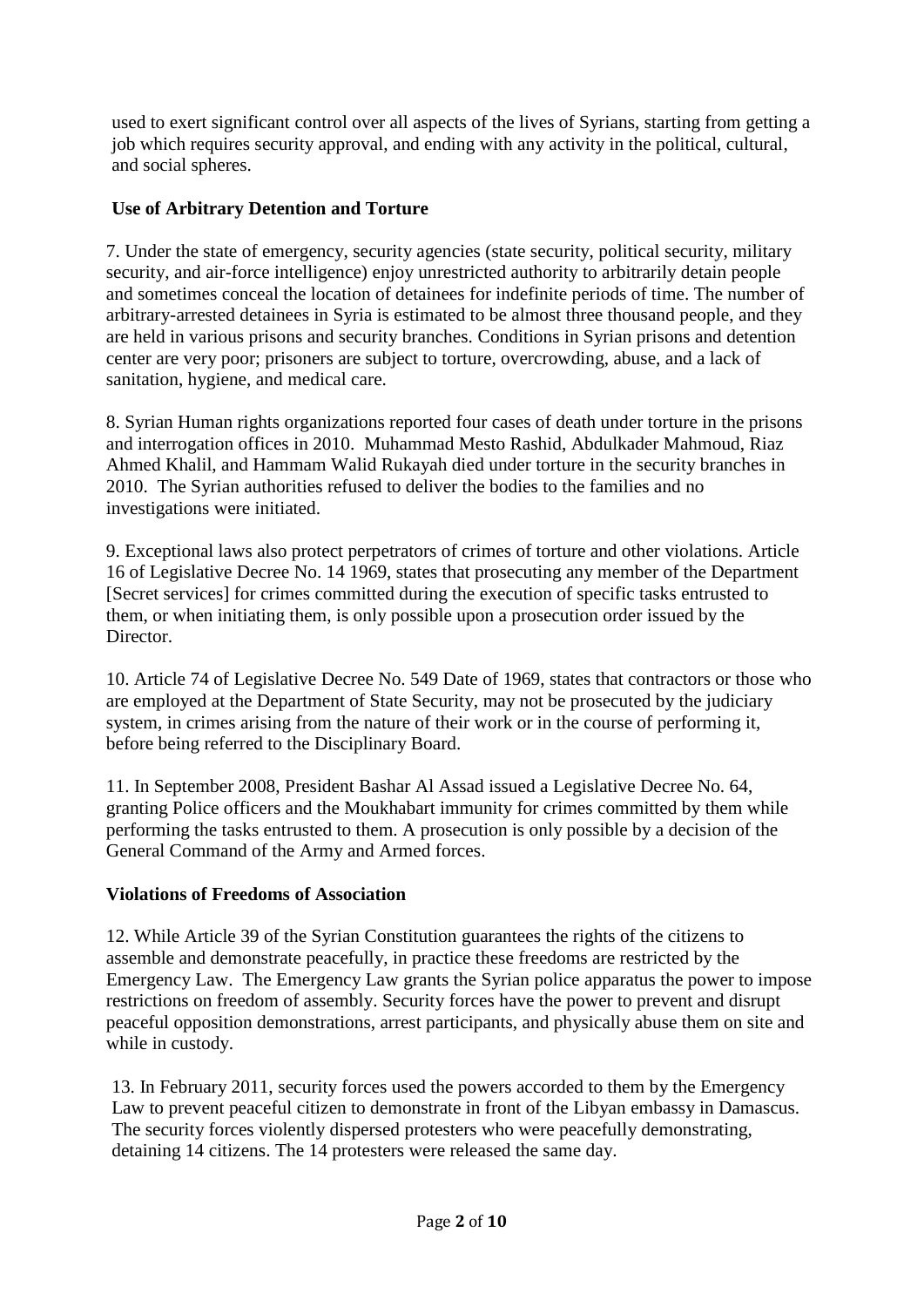used to exert significant control over all aspects of the lives of Syrians, starting from getting a job which requires security approval, and ending with any activity in the political, cultural, and social spheres.

**Use of Arbitrary Detention and Torture**

7. Under the state of emergency, security agencies (state security, political security, military security, and air-force intelligence) enjoy unrestricted authority to arbitrarily detain people and sometimes conceal the location of detainees for indefinite periods of time. The number of arbitrary-arrested detainees in Syria is estimated to be almost three thousand people, and they are held in various prisons and security branches. Conditions in Syrian prisons and detention center are very poor; prisoners are subject to torture, overcrowding, abuse, and a lack of sanitation, hygiene, and medical care.

8. Syrian Human rights organizations reported four cases of death under torture in the prisons and interrogation offices in 2010. Muhammad Mesto Rashid, Abdulkader Mahmoud, Riaz Ahmed Khalil, and Hammam Walid Rukayah died under torture in the security branches in 2010. The Syrian authorities refused to deliver the bodies to the families and no investigations were initiated.

9. Exceptional laws also protect perpetrators of crimes of torture and other violations. Article 16 of Legislative Decree No. 14 1969, states that prosecuting any member of the Department [Secret services] for crimes committed during the execution of specific tasks entrusted to them, or when initiating them, is only possible upon a prosecution order issued by the Director.

10. Article 74 of Legislative Decree No. 549 Date of 1969, states that contractors or those who are employed at the Department of State Security, may not be prosecuted by the judiciary system, in crimes arising from the nature of their work or in the course of performing it, before being referred to the Disciplinary Board.

11. In September 2008, President Bashar Al Assad issued a Legislative Decree No. 64, granting Police officers and the Moukhabart immunity for crimes committed by them while performing the tasks entrusted to them. A prosecution is only possible by a decision of the General Command of the Army and Armed forces.

**Violations of Freedoms of Association**

12. While Article 39 of the Syrian Constitution guarantees the rights of the citizens to assemble and demonstrate peacefully, in practice these freedoms are restricted by the Emergency Law. The Emergency Law grants the Syrian police apparatus the power to impose restrictions on freedom of assembly. Security forces have the power to prevent and disrupt peaceful opposition demonstrations, arrest participants, and physically abuse them on site and while in custody.

13. In February 2011, security forces used the powers accorded to them by the Emergency Law to prevent peaceful citizen to demonstrate in front of the Libyan embassy in Damascus. The security forces violently dispersed protesters who were peacefully demonstrating, detaining 14 citizens. The 14 protesters were released the same day.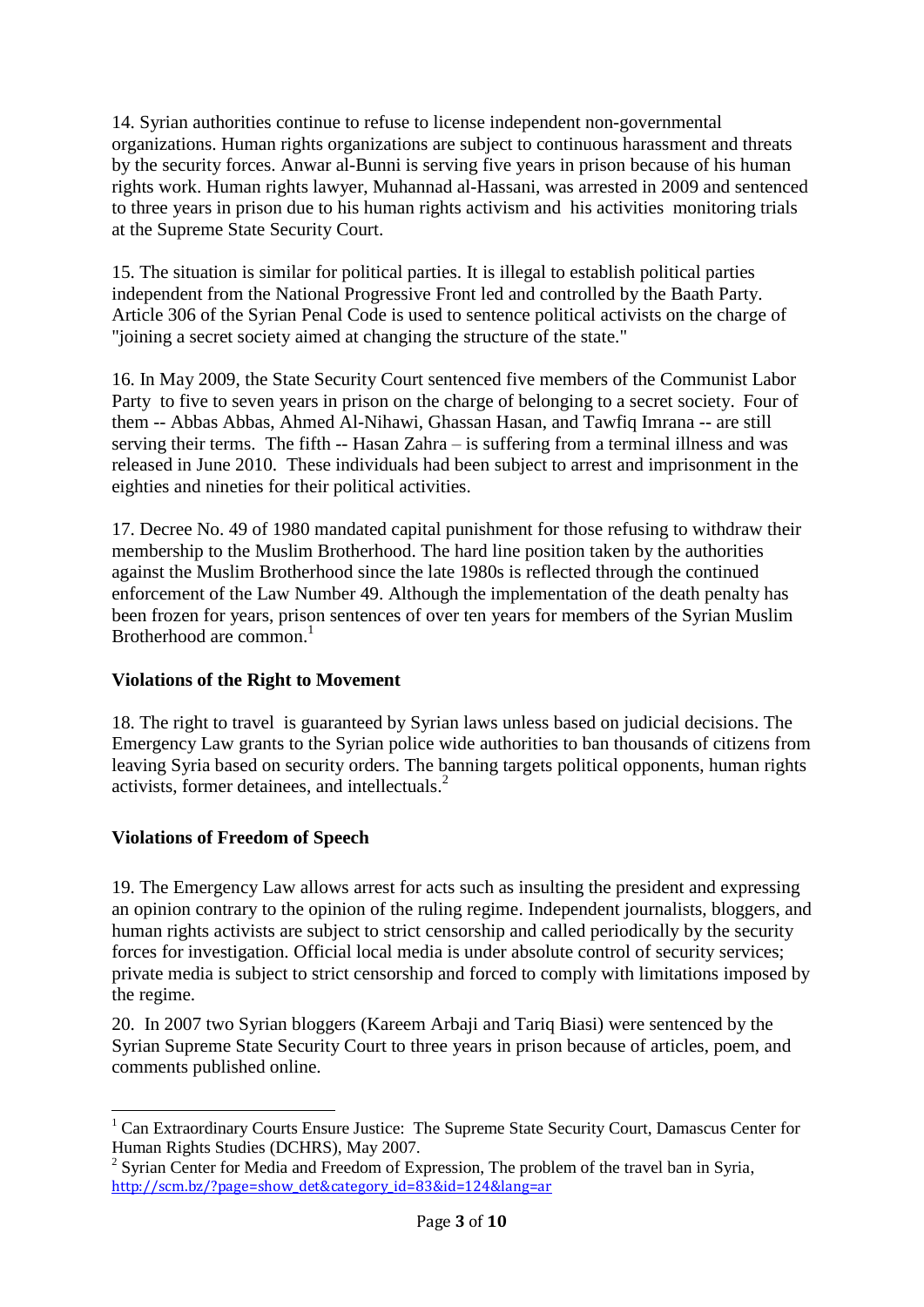14. Syrian authorities continue to refuse to license independent non-governmental organizations. Human rights organizations are subject to continuous harassment and threats by the security forces. Anwar al-Bunni is serving five years in prison because of his human rights work. Human rights lawyer, Muhannad al-Hassani, was arrested in 2009 and sentenced to three years in prison due to his human rights activism and his activities monitoring trials at the Supreme State Security Court.

15. The situation is similar for political parties. It is illegal to establish political parties independent from the National Progressive Front led and controlled by the Baath Party. Article 306 of the Syrian Penal Code is used to sentence political activists on the charge of "joining a secret society aimed at changing the structure of the state."

16. In May 2009, the State Security Court sentenced five members of the Communist Labor Party to five to seven years in prison on the charge of belonging to a secret society. Four of them -- Abbas Abbas, Ahmed Al-Nihawi, Ghassan Hasan, and Tawfiq Imrana -- are still serving their terms. The fifth -- Hasan Zahra – is suffering from a terminal illness and was released in June 2010. These individuals had been subject to arrest and imprisonment in the eighties and nineties for their political activities.

17. Decree No. 49 of 1980 mandated capital punishment for those refusing to withdraw their membership to the Muslim Brotherhood. The hard line position taken by the authorities against the Muslim Brotherhood since the late 1980s is reflected through the continued enforcement of the Law Number 49. Although the implementation of the death penalty has been frozen for years, prison sentences of over ten years for members of the Syrian Muslim Brotherhood are common.[1]

## Violations of the Right to Movement

18. The right to travel is guaranteed by Syrian laws unless based on judicial decisions. The Emergency Law grants to the Syrian police wide authorities to ban thousands of citizens from leaving Syria based on security orders. The banning targets political opponents, human rights activists, former detainees, and intellectuals.[2]

## Violations of Freedom of Speech

19. The Emergency Law allows arrest for acts such as insulting the president and expressing an opinion contrary to the opinion of the ruling regime. Independent journalists, bloggers, and human rights activists are subject to strict censorship and called periodically by the security forces for investigation. Official local media is under absolute control of security services; private media is subject to strict censorship and forced to comply with limitations imposed by the regime.

20. In 2007 two Syrian bloggers (Kareem Arbaji and Tariq Biasi) were sentenced by the Syrian Supreme State Security Court to three years in prison because of articles, poem, and comments published online.

---

[1] Can Extraordinary Courts Ensure Justice: The Supreme State Security Court, Damascus Center for Human Rights Studies (DCHRS), May 2007.

[2] Syrian Center for Media and Freedom of Expression, The problem of the travel ban in Syria, http://scm.bz/?page=show_det&category_id=83&id=124&lang=ar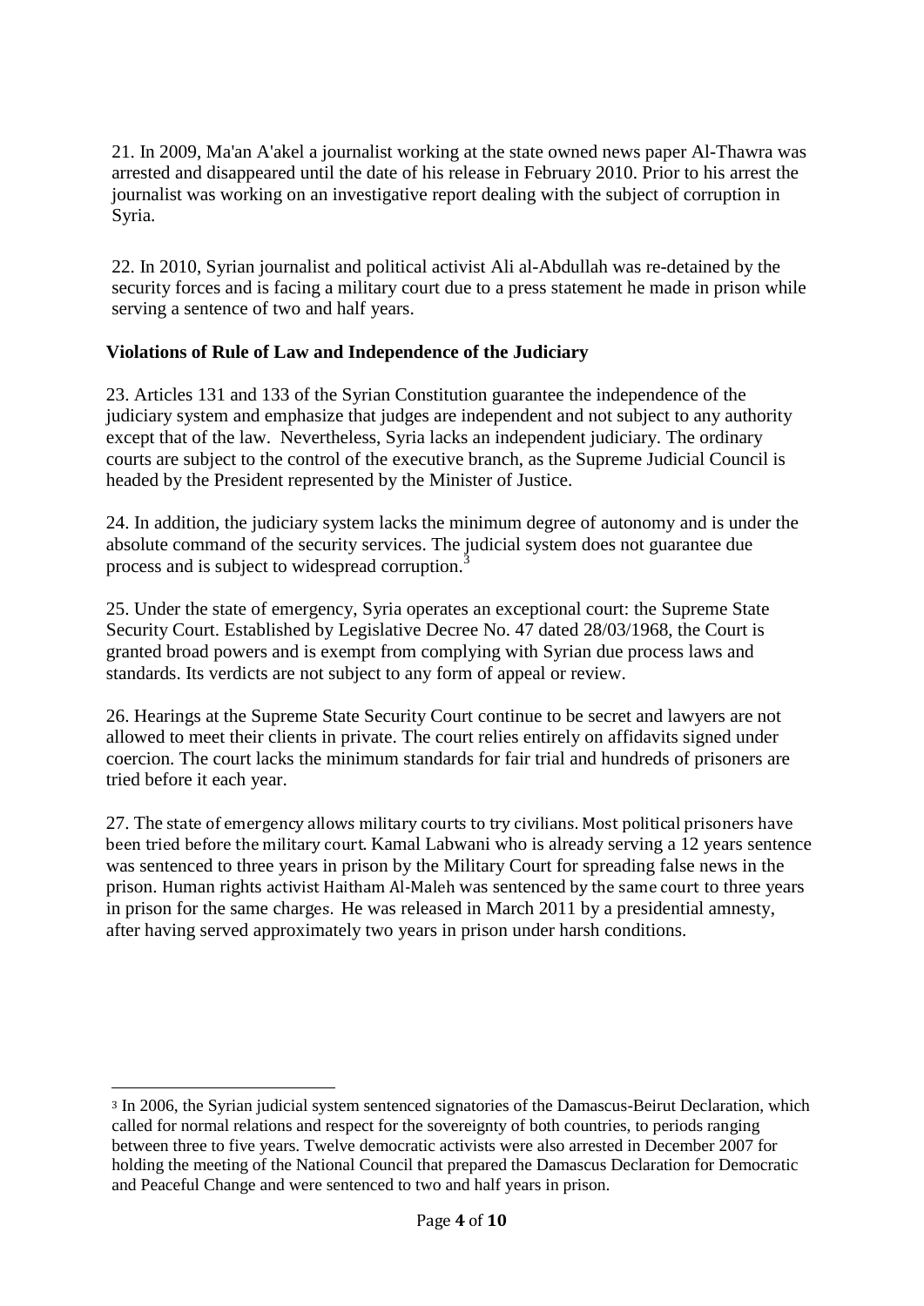21. In 2009, Ma'an A'akel a journalist working at the state owned news paper Al-Thawra was arrested and disappeared until the date of his release in February 2010. Prior to his arrest the journalist was working on an investigative report dealing with the subject of corruption in Syria.

22. In 2010, Syrian journalist and political activist Ali al-Abdullah was re-detained by the security forces and is facing a military court due to a press statement he made in prison while serving a sentence of two and half years.

**Violations of Rule of Law and Independence of the Judiciary**

23. Articles 131 and 133 of the Syrian Constitution guarantee the independence of the judiciary system and emphasize that judges are independent and not subject to any authority except that of the law. Nevertheless, Syria lacks an independent judiciary. The ordinary courts are subject to the control of the executive branch, as the Supreme Judicial Council is headed by the President represented by the Minister of Justice.

24. In addition, the judiciary system lacks the minimum degree of autonomy and is under the absolute command of the security services. The judicial system does not guarantee due process and is subject to widespread corruption.[3]

25. Under the state of emergency, Syria operates an exceptional court: the Supreme State Security Court. Established by Legislative Decree No. 47 dated 28/03/1968, the Court is granted broad powers and is exempt from complying with Syrian due process laws and standards. Its verdicts are not subject to any form of appeal or review.

26. Hearings at the Supreme State Security Court continue to be secret and lawyers are not allowed to meet their clients in private. The court relies entirely on affidavits signed under coercion. The court lacks the minimum standards for fair trial and hundreds of prisoners are tried before it each year.

27. The state of emergency allows military courts to try civilians. Most political prisoners have been tried before the military court. Kamal Labwani who is already serving a 12 years sentence was sentenced to three years in prison by the Military Court for spreading false news in the prison. Human rights activist Haitham Al-Maleh was sentenced by the same court to three years in prison for the same charges. He was released in March 2011 by a presidential amnesty, after having served approximately two years in prison under harsh conditions.

---

[3] In 2006, the Syrian judicial system sentenced signatories of the Damascus-Beirut Declaration, which called for normal relations and respect for the sovereignty of both countries, to periods ranging between three to five years. Twelve democratic activists were also arrested in December 2007 for holding the meeting of the National Council that prepared the Damascus Declaration for Democratic and Peaceful Change and were sentenced to two and half years in prison.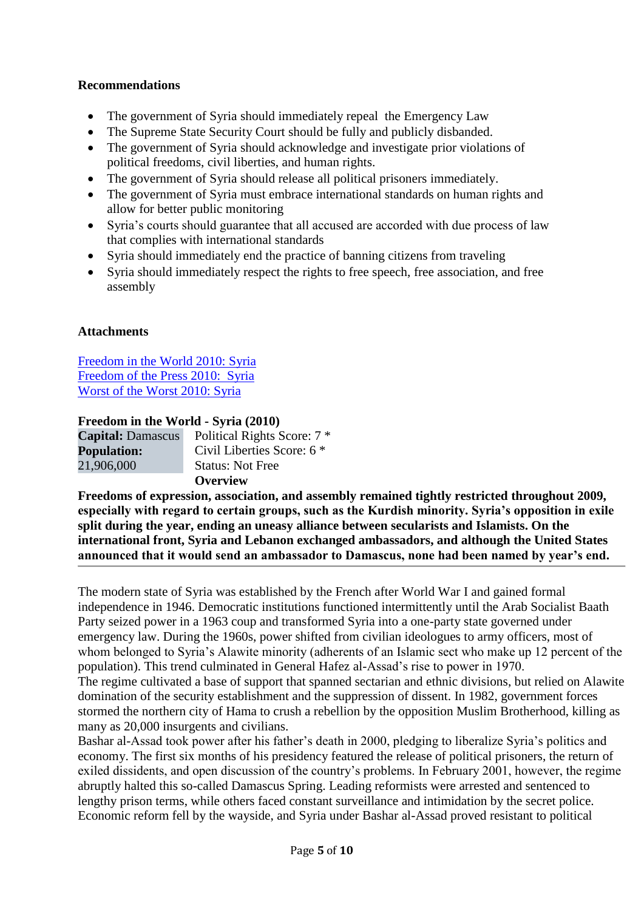**Recommendations**

- The government of Syria should immediately repeal  the Emergency Law
- The Supreme State Security Court should be fully and publicly disbanded.
- The government of Syria should acknowledge and investigate prior violations of political freedoms, civil liberties, and human rights.
- The government of Syria should release all political prisoners immediately.
- The government of Syria must embrace international standards on human rights and allow for better public monitoring
- Syria's courts should guarantee that all accused are accorded with due process of law that complies with international standards
- Syria should immediately end the practice of banning citizens from traveling
- Syria should immediately respect the rights to free speech, free association, and free assembly

**Attachments**

[Freedom in the World 2010: Syria](#)
[Freedom of the Press 2010:  Syria](#)
[Worst of the Worst 2010: Syria](#)

**Freedom in the World - Syria (2010)**

| **Capital:** Damascus | Political Rights Score: 7 * |
| --- | --- |
| **Population:** 21,906,000 | Civil Liberties Score: 6 * |
| | Status: Not Free |

**Overview**

**Freedoms of expression, association, and assembly remained tightly restricted throughout 2009, especially with regard to certain groups, such as the Kurdish minority. Syria's opposition in exile split during the year, ending an uneasy alliance between secularists and Islamists. On the international front, Syria and Lebanon exchanged ambassadors, and although the United States announced that it would send an ambassador to Damascus, none had been named by year's end.**

---

The modern state of Syria was established by the French after World War I and gained formal independence in 1946. Democratic institutions functioned intermittently until the Arab Socialist Baath Party seized power in a 1963 coup and transformed Syria into a one-party state governed under emergency law. During the 1960s, power shifted from civilian ideologues to army officers, most of whom belonged to Syria's Alawite minority (adherents of an Islamic sect who make up 12 percent of the population). This trend culminated in General Hafez al-Assad's rise to power in 1970.
The regime cultivated a base of support that spanned sectarian and ethnic divisions, but relied on Alawite domination of the security establishment and the suppression of dissent. In 1982, government forces stormed the northern city of Hama to crush a rebellion by the opposition Muslim Brotherhood, killing as many as 20,000 insurgents and civilians.
Bashar al-Assad took power after his father's death in 2000, pledging to liberalize Syria's politics and economy. The first six months of his presidency featured the release of political prisoners, the return of exiled dissidents, and open discussion of the country's problems. In February 2001, however, the regime abruptly halted this so-called Damascus Spring. Leading reformists were arrested and sentenced to lengthy prison terms, while others faced constant surveillance and intimidation by the secret police. Economic reform fell by the wayside, and Syria under Bashar al-Assad proved resistant to political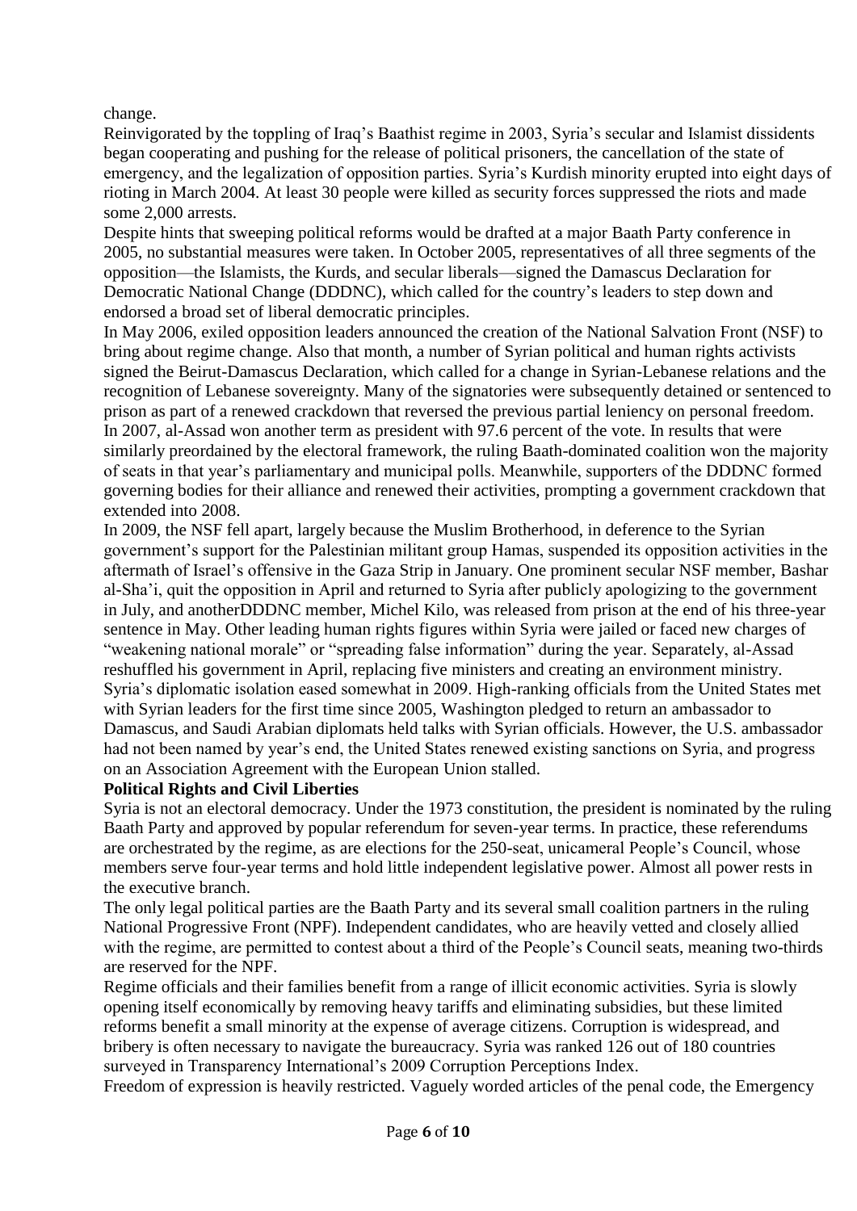change.

Reinvigorated by the toppling of Iraq's Baathist regime in 2003, Syria's secular and Islamist dissidents began cooperating and pushing for the release of political prisoners, the cancellation of the state of emergency, and the legalization of opposition parties. Syria's Kurdish minority erupted into eight days of rioting in March 2004. At least 30 people were killed as security forces suppressed the riots and made some 2,000 arrests.

Despite hints that sweeping political reforms would be drafted at a major Baath Party conference in 2005, no substantial measures were taken. In October 2005, representatives of all three segments of the opposition—the Islamists, the Kurds, and secular liberals—signed the Damascus Declaration for Democratic National Change (DDDNC), which called for the country's leaders to step down and endorsed a broad set of liberal democratic principles.

In May 2006, exiled opposition leaders announced the creation of the National Salvation Front (NSF) to bring about regime change. Also that month, a number of Syrian political and human rights activists signed the Beirut-Damascus Declaration, which called for a change in Syrian-Lebanese relations and the recognition of Lebanese sovereignty. Many of the signatories were subsequently detained or sentenced to prison as part of a renewed crackdown that reversed the previous partial leniency on personal freedom.

In 2007, al-Assad won another term as president with 97.6 percent of the vote. In results that were similarly preordained by the electoral framework, the ruling Baath-dominated coalition won the majority of seats in that year's parliamentary and municipal polls. Meanwhile, supporters of the DDDNC formed governing bodies for their alliance and renewed their activities, prompting a government crackdown that extended into 2008.

In 2009, the NSF fell apart, largely because the Muslim Brotherhood, in deference to the Syrian government's support for the Palestinian militant group Hamas, suspended its opposition activities in the aftermath of Israel's offensive in the Gaza Strip in January. One prominent secular NSF member, Bashar al-Sha'i, quit the opposition in April and returned to Syria after publicly apologizing to the government in July, and anotherDDDNC member, Michel Kilo, was released from prison at the end of his three-year sentence in May. Other leading human rights figures within Syria were jailed or faced new charges of "weakening national morale" or "spreading false information" during the year. Separately, al-Assad reshuffled his government in April, replacing five ministers and creating an environment ministry.

Syria's diplomatic isolation eased somewhat in 2009. High-ranking officials from the United States met with Syrian leaders for the first time since 2005, Washington pledged to return an ambassador to Damascus, and Saudi Arabian diplomats held talks with Syrian officials. However, the U.S. ambassador had not been named by year's end, the United States renewed existing sanctions on Syria, and progress on an Association Agreement with the European Union stalled.

**Political Rights and Civil Liberties**

Syria is not an electoral democracy. Under the 1973 constitution, the president is nominated by the ruling Baath Party and approved by popular referendum for seven-year terms. In practice, these referendums are orchestrated by the regime, as are elections for the 250-seat, unicameral People's Council, whose members serve four-year terms and hold little independent legislative power. Almost all power rests in the executive branch.

The only legal political parties are the Baath Party and its several small coalition partners in the ruling National Progressive Front (NPF). Independent candidates, who are heavily vetted and closely allied with the regime, are permitted to contest about a third of the People's Council seats, meaning two-thirds are reserved for the NPF.

Regime officials and their families benefit from a range of illicit economic activities. Syria is slowly opening itself economically by removing heavy tariffs and eliminating subsidies, but these limited reforms benefit a small minority at the expense of average citizens. Corruption is widespread, and bribery is often necessary to navigate the bureaucracy. Syria was ranked 126 out of 180 countries surveyed in Transparency International's 2009 Corruption Perceptions Index.

Freedom of expression is heavily restricted. Vaguely worded articles of the penal code, the Emergency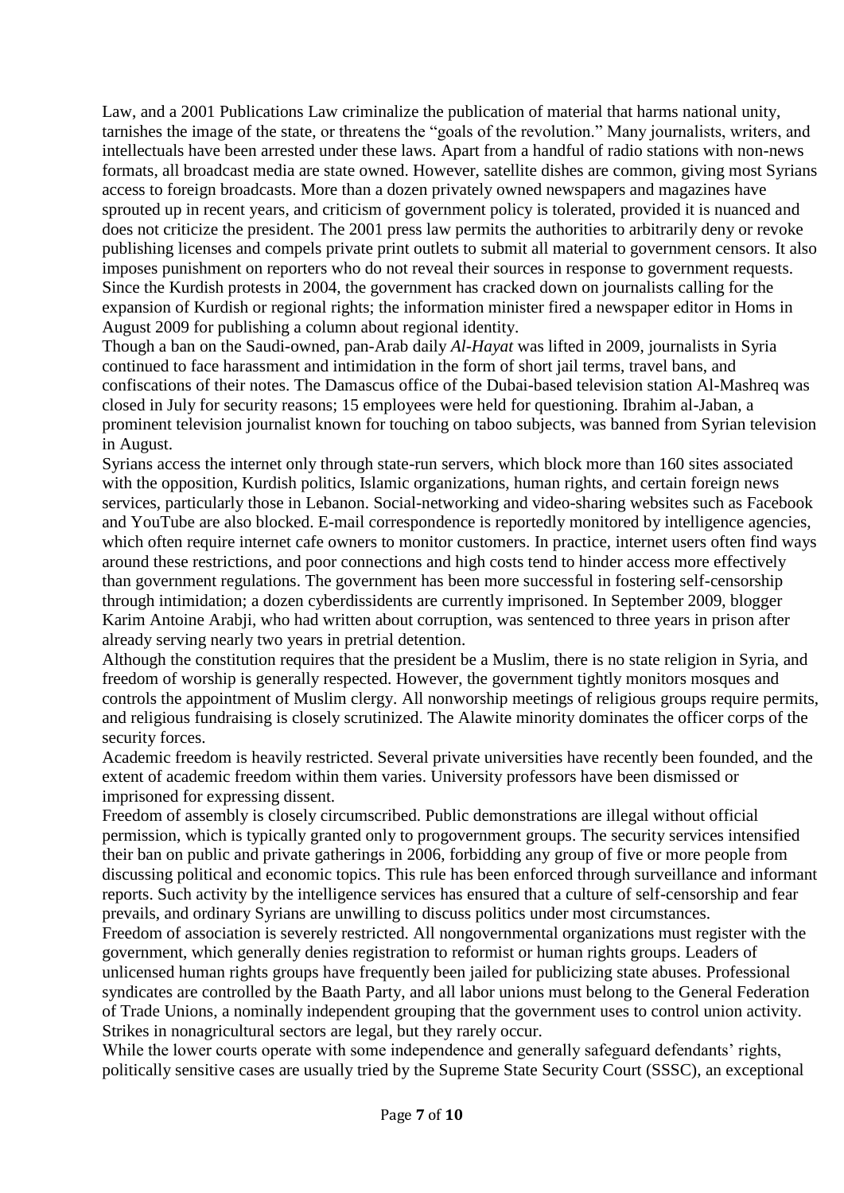Law, and a 2001 Publications Law criminalize the publication of material that harms national unity, tarnishes the image of the state, or threatens the "goals of the revolution." Many journalists, writers, and intellectuals have been arrested under these laws. Apart from a handful of radio stations with non-news formats, all broadcast media are state owned. However, satellite dishes are common, giving most Syrians access to foreign broadcasts. More than a dozen privately owned newspapers and magazines have sprouted up in recent years, and criticism of government policy is tolerated, provided it is nuanced and does not criticize the president. The 2001 press law permits the authorities to arbitrarily deny or revoke publishing licenses and compels private print outlets to submit all material to government censors. It also imposes punishment on reporters who do not reveal their sources in response to government requests. Since the Kurdish protests in 2004, the government has cracked down on journalists calling for the expansion of Kurdish or regional rights; the information minister fired a newspaper editor in Homs in August 2009 for publishing a column about regional identity.

Though a ban on the Saudi-owned, pan-Arab daily *Al-Hayat* was lifted in 2009, journalists in Syria continued to face harassment and intimidation in the form of short jail terms, travel bans, and confiscations of their notes. The Damascus office of the Dubai-based television station Al-Mashreq was closed in July for security reasons; 15 employees were held for questioning. Ibrahim al-Jaban, a prominent television journalist known for touching on taboo subjects, was banned from Syrian television in August.

Syrians access the internet only through state-run servers, which block more than 160 sites associated with the opposition, Kurdish politics, Islamic organizations, human rights, and certain foreign news services, particularly those in Lebanon. Social-networking and video-sharing websites such as Facebook and YouTube are also blocked. E-mail correspondence is reportedly monitored by intelligence agencies, which often require internet cafe owners to monitor customers. In practice, internet users often find ways around these restrictions, and poor connections and high costs tend to hinder access more effectively than government regulations. The government has been more successful in fostering self-censorship through intimidation; a dozen cyberdissidents are currently imprisoned. In September 2009, blogger Karim Antoine Arabji, who had written about corruption, was sentenced to three years in prison after already serving nearly two years in pretrial detention.

Although the constitution requires that the president be a Muslim, there is no state religion in Syria, and freedom of worship is generally respected. However, the government tightly monitors mosques and controls the appointment of Muslim clergy. All nonworship meetings of religious groups require permits, and religious fundraising is closely scrutinized. The Alawite minority dominates the officer corps of the security forces.

Academic freedom is heavily restricted. Several private universities have recently been founded, and the extent of academic freedom within them varies. University professors have been dismissed or imprisoned for expressing dissent.

Freedom of assembly is closely circumscribed. Public demonstrations are illegal without official permission, which is typically granted only to progovernment groups. The security services intensified their ban on public and private gatherings in 2006, forbidding any group of five or more people from discussing political and economic topics. This rule has been enforced through surveillance and informant reports. Such activity by the intelligence services has ensured that a culture of self-censorship and fear prevails, and ordinary Syrians are unwilling to discuss politics under most circumstances.

Freedom of association is severely restricted. All nongovernmental organizations must register with the government, which generally denies registration to reformist or human rights groups. Leaders of unlicensed human rights groups have frequently been jailed for publicizing state abuses. Professional syndicates are controlled by the Baath Party, and all labor unions must belong to the General Federation of Trade Unions, a nominally independent grouping that the government uses to control union activity. Strikes in nonagricultural sectors are legal, but they rarely occur.

While the lower courts operate with some independence and generally safeguard defendants' rights, politically sensitive cases are usually tried by the Supreme State Security Court (SSSC), an exceptional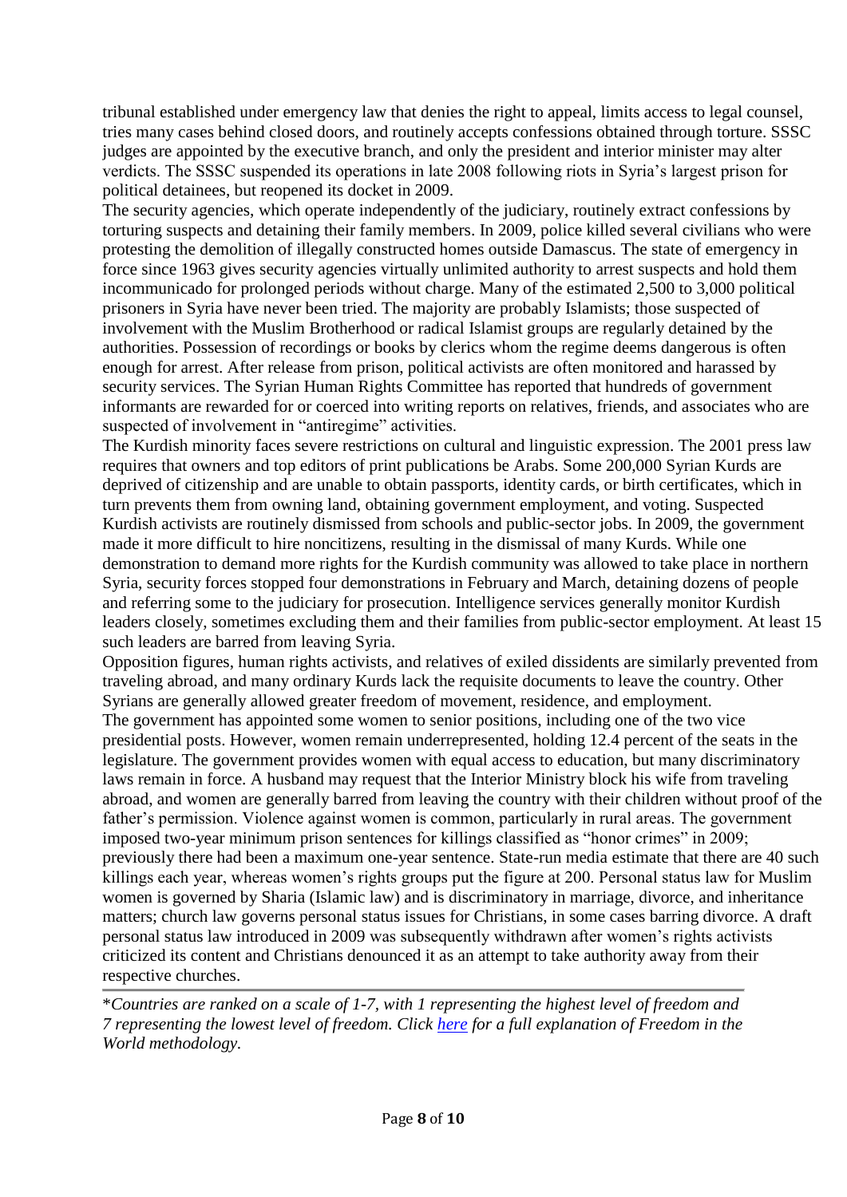tribunal established under emergency law that denies the right to appeal, limits access to legal counsel, tries many cases behind closed doors, and routinely accepts confessions obtained through torture. SSSC judges are appointed by the executive branch, and only the president and interior minister may alter verdicts. The SSSC suspended its operations in late 2008 following riots in Syria's largest prison for political detainees, but reopened its docket in 2009.

The security agencies, which operate independently of the judiciary, routinely extract confessions by torturing suspects and detaining their family members. In 2009, police killed several civilians who were protesting the demolition of illegally constructed homes outside Damascus. The state of emergency in force since 1963 gives security agencies virtually unlimited authority to arrest suspects and hold them incommunicado for prolonged periods without charge. Many of the estimated 2,500 to 3,000 political prisoners in Syria have never been tried. The majority are probably Islamists; those suspected of involvement with the Muslim Brotherhood or radical Islamist groups are regularly detained by the authorities. Possession of recordings or books by clerics whom the regime deems dangerous is often enough for arrest. After release from prison, political activists are often monitored and harassed by security services. The Syrian Human Rights Committee has reported that hundreds of government informants are rewarded for or coerced into writing reports on relatives, friends, and associates who are suspected of involvement in "antiregime" activities.

The Kurdish minority faces severe restrictions on cultural and linguistic expression. The 2001 press law requires that owners and top editors of print publications be Arabs. Some 200,000 Syrian Kurds are deprived of citizenship and are unable to obtain passports, identity cards, or birth certificates, which in turn prevents them from owning land, obtaining government employment, and voting. Suspected Kurdish activists are routinely dismissed from schools and public-sector jobs. In 2009, the government made it more difficult to hire noncitizens, resulting in the dismissal of many Kurds. While one demonstration to demand more rights for the Kurdish community was allowed to take place in northern Syria, security forces stopped four demonstrations in February and March, detaining dozens of people and referring some to the judiciary for prosecution. Intelligence services generally monitor Kurdish leaders closely, sometimes excluding them and their families from public-sector employment. At least 15 such leaders are barred from leaving Syria.

Opposition figures, human rights activists, and relatives of exiled dissidents are similarly prevented from traveling abroad, and many ordinary Kurds lack the requisite documents to leave the country. Other Syrians are generally allowed greater freedom of movement, residence, and employment.

The government has appointed some women to senior positions, including one of the two vice presidential posts. However, women remain underrepresented, holding 12.4 percent of the seats in the legislature. The government provides women with equal access to education, but many discriminatory laws remain in force. A husband may request that the Interior Ministry block his wife from traveling abroad, and women are generally barred from leaving the country with their children without proof of the father's permission. Violence against women is common, particularly in rural areas. The government imposed two-year minimum prison sentences for killings classified as "honor crimes" in 2009; previously there had been a maximum one-year sentence. State-run media estimate that there are 40 such killings each year, whereas women's rights groups put the figure at 200. Personal status law for Muslim women is governed by Sharia (Islamic law) and is discriminatory in marriage, divorce, and inheritance matters; church law governs personal status issues for Christians, in some cases barring divorce. A draft personal status law introduced in 2009 was subsequently withdrawn after women's rights activists criticized its content and Christians denounced it as an attempt to take authority away from their respective churches.

---

*\*Countries are ranked on a scale of 1-7, with 1 representing the highest level of freedom and 7 representing the lowest level of freedom. Click [here](#) for a full explanation of Freedom in the World methodology.*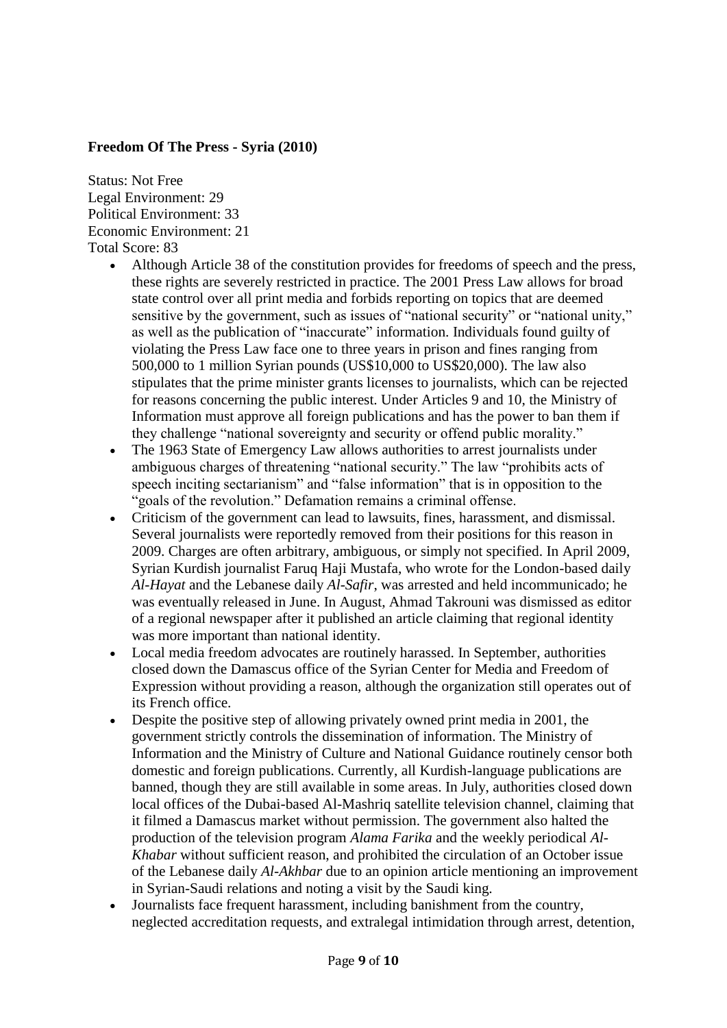**Freedom Of The Press - Syria (2010)**

Status: Not Free
Legal Environment: 29
Political Environment: 33
Economic Environment: 21
Total Score: 83

- Although Article 38 of the constitution provides for freedoms of speech and the press, these rights are severely restricted in practice. The 2001 Press Law allows for broad state control over all print media and forbids reporting on topics that are deemed sensitive by the government, such as issues of "national security" or "national unity," as well as the publication of "inaccurate" information. Individuals found guilty of violating the Press Law face one to three years in prison and fines ranging from 500,000 to 1 million Syrian pounds (US$10,000 to US$20,000). The law also stipulates that the prime minister grants licenses to journalists, which can be rejected for reasons concerning the public interest. Under Articles 9 and 10, the Ministry of Information must approve all foreign publications and has the power to ban them if they challenge "national sovereignty and security or offend public morality."
- The 1963 State of Emergency Law allows authorities to arrest journalists under ambiguous charges of threatening "national security." The law "prohibits acts of speech inciting sectarianism" and "false information" that is in opposition to the "goals of the revolution." Defamation remains a criminal offense.
- Criticism of the government can lead to lawsuits, fines, harassment, and dismissal. Several journalists were reportedly removed from their positions for this reason in 2009. Charges are often arbitrary, ambiguous, or simply not specified. In April 2009, Syrian Kurdish journalist Faruq Haji Mustafa, who wrote for the London-based daily *Al-Hayat* and the Lebanese daily *Al-Safir*, was arrested and held incommunicado; he was eventually released in June. In August, Ahmad Takrouni was dismissed as editor of a regional newspaper after it published an article claiming that regional identity was more important than national identity.
- Local media freedom advocates are routinely harassed. In September, authorities closed down the Damascus office of the Syrian Center for Media and Freedom of Expression without providing a reason, although the organization still operates out of its French office.
- Despite the positive step of allowing privately owned print media in 2001, the government strictly controls the dissemination of information. The Ministry of Information and the Ministry of Culture and National Guidance routinely censor both domestic and foreign publications. Currently, all Kurdish-language publications are banned, though they are still available in some areas. In July, authorities closed down local offices of the Dubai-based Al-Mashriq satellite television channel, claiming that it filmed a Damascus market without permission. The government also halted the production of the television program *Alama Farika* and the weekly periodical *Al-Khabar* without sufficient reason, and prohibited the circulation of an October issue of the Lebanese daily *Al-Akhbar* due to an opinion article mentioning an improvement in Syrian-Saudi relations and noting a visit by the Saudi king.
- Journalists face frequent harassment, including banishment from the country, neglected accreditation requests, and extralegal intimidation through arrest, detention,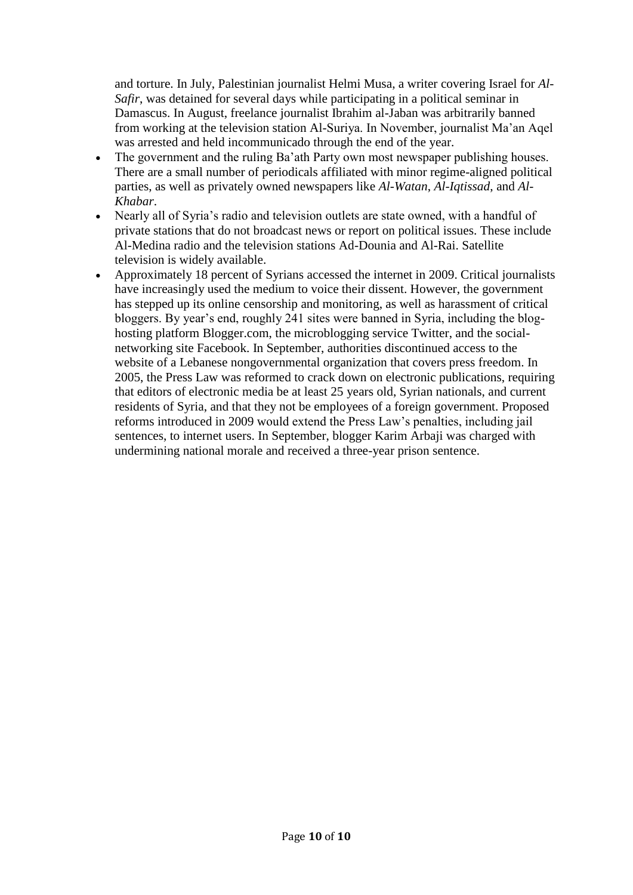and torture. In July, Palestinian journalist Helmi Musa, a writer covering Israel for *Al-Safir*, was detained for several days while participating in a political seminar in Damascus. In August, freelance journalist Ibrahim al-Jaban was arbitrarily banned from working at the television station Al-Suriya. In November, journalist Ma'an Aqel was arrested and held incommunicado through the end of the year.

- The government and the ruling Ba'ath Party own most newspaper publishing houses. There are a small number of periodicals affiliated with minor regime-aligned political parties, as well as privately owned newspapers like *Al-Watan*, *Al-Iqtissad*, and *Al-Khabar*.
- Nearly all of Syria's radio and television outlets are state owned, with a handful of private stations that do not broadcast news or report on political issues. These include Al-Medina radio and the television stations Ad-Dounia and Al-Rai. Satellite television is widely available.
- Approximately 18 percent of Syrians accessed the internet in 2009. Critical journalists have increasingly used the medium to voice their dissent. However, the government has stepped up its online censorship and monitoring, as well as harassment of critical bloggers. By year's end, roughly 241 sites were banned in Syria, including the blog-hosting platform Blogger.com, the microblogging service Twitter, and the social-networking site Facebook. In September, authorities discontinued access to the website of a Lebanese nongovernmental organization that covers press freedom. In 2005, the Press Law was reformed to crack down on electronic publications, requiring that editors of electronic media be at least 25 years old, Syrian nationals, and current residents of Syria, and that they not be employees of a foreign government. Proposed reforms introduced in 2009 would extend the Press Law's penalties, including jail sentences, to internet users. In September, blogger Karim Arbaji was charged with undermining national morale and received a three-year prison sentence.